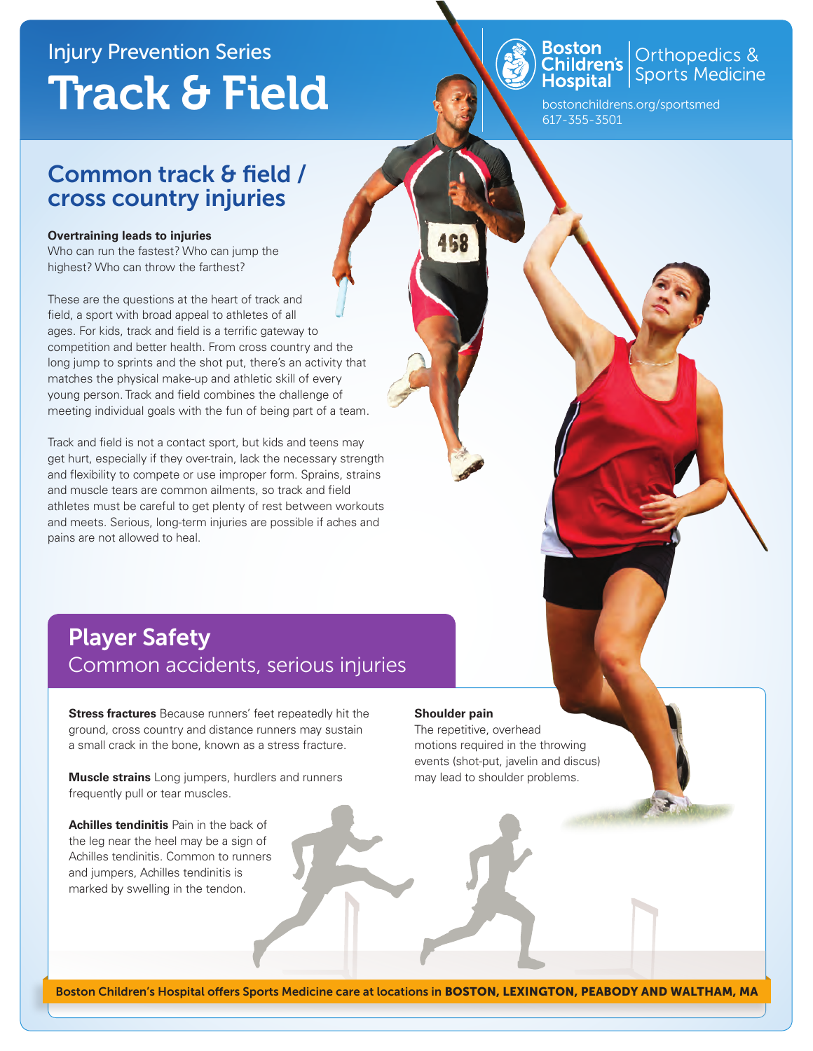Injury Prevention Series

# Track & Field

Boston Children's Hospital | Orthopedics & Sports Medicine

bostonchildrens.org/sportsmed
617-355-3501

## Common track & field / cross country injuries

**Overtraining leads to injuries**
Who can run the fastest? Who can jump the highest? Who can throw the farthest?

These are the questions at the heart of track and field, a sport with broad appeal to athletes of all ages. For kids, track and field is a terrific gateway to competition and better health. From cross country and the long jump to sprints and the shot put, there's an activity that matches the physical make-up and athletic skill of every young person. Track and field combines the challenge of meeting individual goals with the fun of being part of a team.

Track and field is not a contact sport, but kids and teens may get hurt, especially if they over-train, lack the necessary strength and flexibility to compete or use improper form. Sprains, strains and muscle tears are common ailments, so track and field athletes must be careful to get plenty of rest between workouts and meets. Serious, long-term injuries are possible if aches and pains are not allowed to heal.

## Player Safety

### Common accidents, serious injuries

**Stress fractures** Because runners' feet repeatedly hit the ground, cross country and distance runners may sustain a small crack in the bone, known as a stress fracture.

**Muscle strains** Long jumpers, hurdlers and runners frequently pull or tear muscles.

**Achilles tendinitis** Pain in the back of the leg near the heel may be a sign of Achilles tendinitis. Common to runners and jumpers, Achilles tendinitis is marked by swelling in the tendon.

**Shoulder pain**
The repetitive, overhead motions required in the throwing events (shot-put, javelin and discus) may lead to shoulder problems.

Boston Children's Hospital offers Sports Medicine care at locations in **BOSTON, LEXINGTON, PEABODY AND WALTHAM, MA**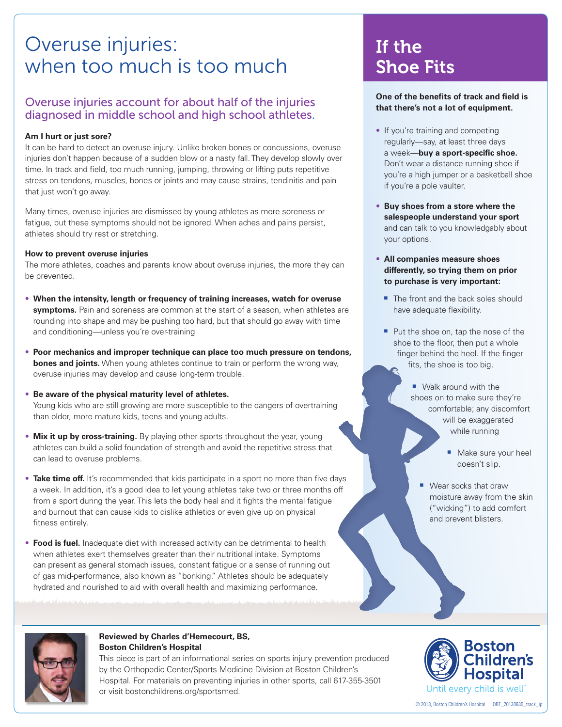# Overuse injuries: when too much is too much

## Overuse injuries account for about half of the injuries diagnosed in middle school and high school athletes.

**Am I hurt or just sore?**

It can be hard to detect an overuse injury. Unlike broken bones or concussions, overuse injuries don't happen because of a sudden blow or a nasty fall. They develop slowly over time. In track and field, too much running, jumping, throwing or lifting puts repetitive stress on tendons, muscles, bones or joints and may cause strains, tendinitis and pain that just won't go away.

Many times, overuse injuries are dismissed by young athletes as mere soreness or fatigue, but these symptoms should not be ignored. When aches and pains persist, athletes should try rest or stretching.

**How to prevent overuse injuries**

The more athletes, coaches and parents know about overuse injuries, the more they can be prevented.

- **When the intensity, length or frequency of training increases, watch for overuse symptoms.** Pain and soreness are common at the start of a season, when athletes are rounding into shape and may be pushing too hard, but that should go away with time and conditioning—unless you're over-training
- **Poor mechanics and improper technique can place too much pressure on tendons, bones and joints.** When young athletes continue to train or perform the wrong way, overuse injuries may develop and cause long-term trouble.
- **Be aware of the physical maturity level of athletes.** Young kids who are still growing are more susceptible to the dangers of overtraining than older, more mature kids, teens and young adults.
- **Mix it up by cross-training.** By playing other sports throughout the year, young athletes can build a solid foundation of strength and avoid the repetitive stress that can lead to overuse problems.
- **Take time off.** It's recommended that kids participate in a sport no more than five days a week. In addition, it's a good idea to let young athletes take two or three months off from a sport during the year. This lets the body heal and it fights the mental fatigue and burnout that can cause kids to dislike athletics or even give up on physical fitness entirely.
- **Food is fuel.** Inadequate diet with increased activity can be detrimental to health when athletes exert themselves greater than their nutritional intake. Symptoms can present as general stomach issues, constant fatigue or a sense of running out of gas mid-performance, also known as "bonking." Athletes should be adequately hydrated and nourished to aid with overall health and maximizing performance.

# If the Shoe Fits

**One of the benefits of track and field is that there's not a lot of equipment.**

- If you're training and competing regularly—say, at least three days a week—**buy a sport-specific shoe.** Don't wear a distance running shoe if you're a high jumper or a basketball shoe if you're a pole vaulter.
- **Buy shoes from a store where the salespeople understand your sport** and can talk to you knowledgably about your options.
- **All companies measure shoes differently, so trying them on prior to purchase is very important:**
  - The front and the back soles should have adequate flexibility.
  - Put the shoe on, tap the nose of the shoe to the floor, then put a whole finger behind the heel. If the finger fits, the shoe is too big.
  - Walk around with the shoes on to make sure they're comfortable; any discomfort will be exaggerated while running
  - Make sure your heel doesn't slip.
  - Wear socks that draw moisture away from the skin ("wicking") to add comfort and prevent blisters.

**Reviewed by Charles d'Hemecourt, BS, Boston Children's Hospital**

This piece is part of an informational series on sports injury prevention produced by the Orthopedic Center/Sports Medicine Division at Boston Children's Hospital. For materials on preventing injuries in other sports, call 617-355-3501 or visit bostonchildrens.org/sportsmed.

Boston Children's Hospital

Until every child is well

© 2013, Boston Children's Hospital ORT_20130830_track_ip